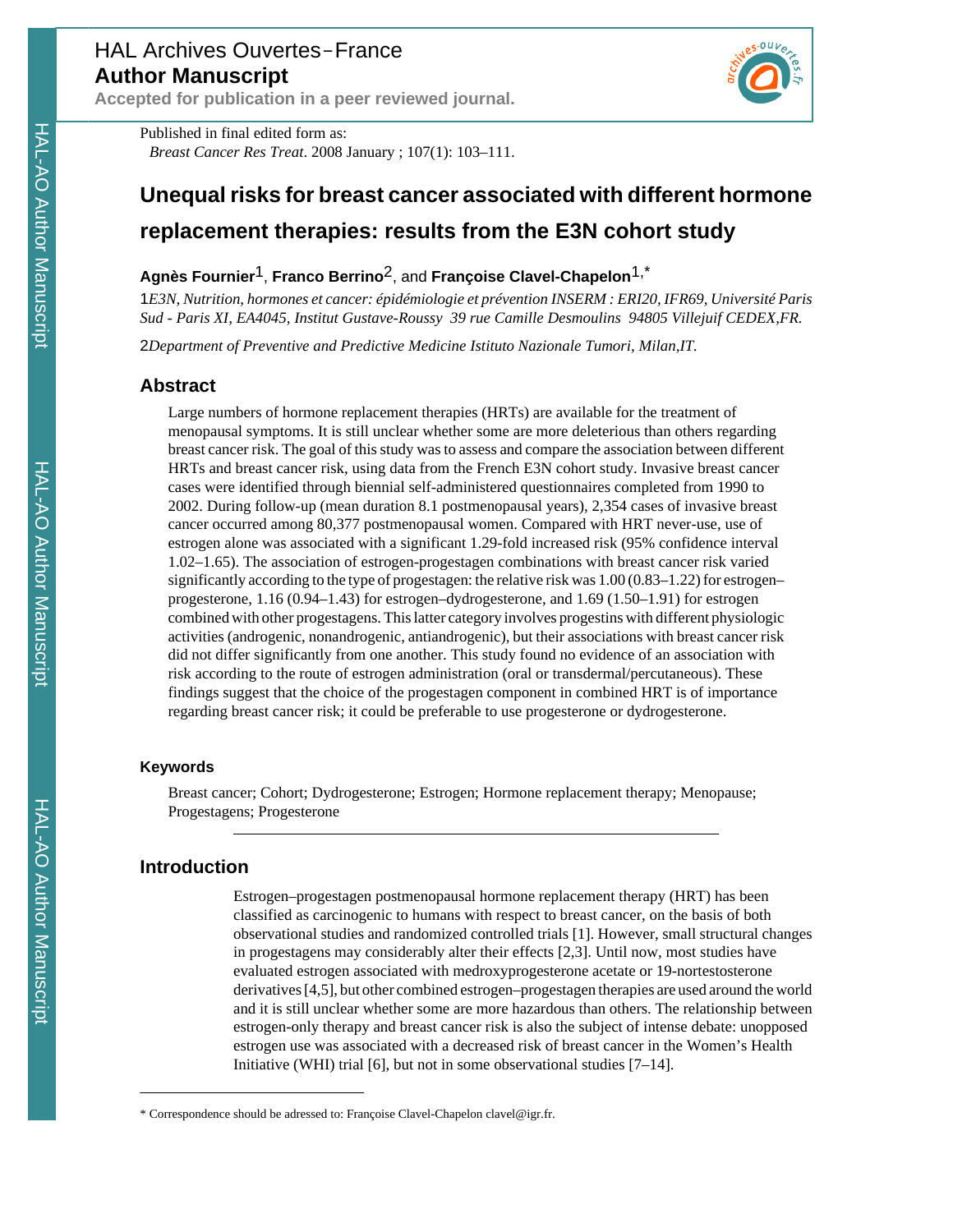HAL Archives Ouvertes - France
**Author Manuscript**
**Accepted for publication in a peer reviewed journal.**

Published in final edited form as:
*Breast Cancer Res Treat*. 2008 January ; 107(1): 103–111.

# Unequal risks for breast cancer associated with different hormone replacement therapies: results from the E3N cohort study

**Agnès Fournier**[1], **Franco Berrino**[2], and **Françoise Clavel-Chapelon**[1,*]

[1] *E3N, Nutrition, hormones et cancer: épidémiologie et prévention INSERM : ERI20, IFR69, Université Paris Sud - Paris XI, EA4045, Institut Gustave-Roussy 39 rue Camille Desmoulins 94805 Villejuif CEDEX,FR.*

[2] *Department of Preventive and Predictive Medicine Istituto Nazionale Tumori, Milan,IT.*

## Abstract

Large numbers of hormone replacement therapies (HRTs) are available for the treatment of menopausal symptoms. It is still unclear whether some are more deleterious than others regarding breast cancer risk. The goal of this study was to assess and compare the association between different HRTs and breast cancer risk, using data from the French E3N cohort study. Invasive breast cancer cases were identified through biennial self-administered questionnaires completed from 1990 to 2002. During follow-up (mean duration 8.1 postmenopausal years), 2,354 cases of invasive breast cancer occurred among 80,377 postmenopausal women. Compared with HRT never-use, use of estrogen alone was associated with a significant 1.29-fold increased risk (95% confidence interval 1.02–1.65). The association of estrogen-progestagen combinations with breast cancer risk varied significantly according to the type of progestagen: the relative risk was 1.00 (0.83–1.22) for estrogen–progesterone, 1.16 (0.94–1.43) for estrogen–dydrogesterone, and 1.69 (1.50–1.91) for estrogen combined with other progestagens. This latter category involves progestins with different physiologic activities (androgenic, nonandrogenic, antiandrogenic), but their associations with breast cancer risk did not differ significantly from one another. This study found no evidence of an association with risk according to the route of estrogen administration (oral or transdermal/percutaneous). These findings suggest that the choice of the progestagen component in combined HRT is of importance regarding breast cancer risk; it could be preferable to use progesterone or dydrogesterone.

### Keywords

Breast cancer; Cohort; Dydrogesterone; Estrogen; Hormone replacement therapy; Menopause; Progestagens; Progesterone

## Introduction

Estrogen–progestagen postmenopausal hormone replacement therapy (HRT) has been classified as carcinogenic to humans with respect to breast cancer, on the basis of both observational studies and randomized controlled trials [1]. However, small structural changes in progestagens may considerably alter their effects [2,3]. Until now, most studies have evaluated estrogen associated with medroxyprogesterone acetate or 19-nortestosterone derivatives [4,5], but other combined estrogen–progestagen therapies are used around the world and it is still unclear whether some are more hazardous than others. The relationship between estrogen-only therapy and breast cancer risk is also the subject of intense debate: unopposed estrogen use was associated with a decreased risk of breast cancer in the Women's Health Initiative (WHI) trial [6], but not in some observational studies [7–14].

* Correspondence should be adressed to: Françoise Clavel-Chapelon clavel@igr.fr.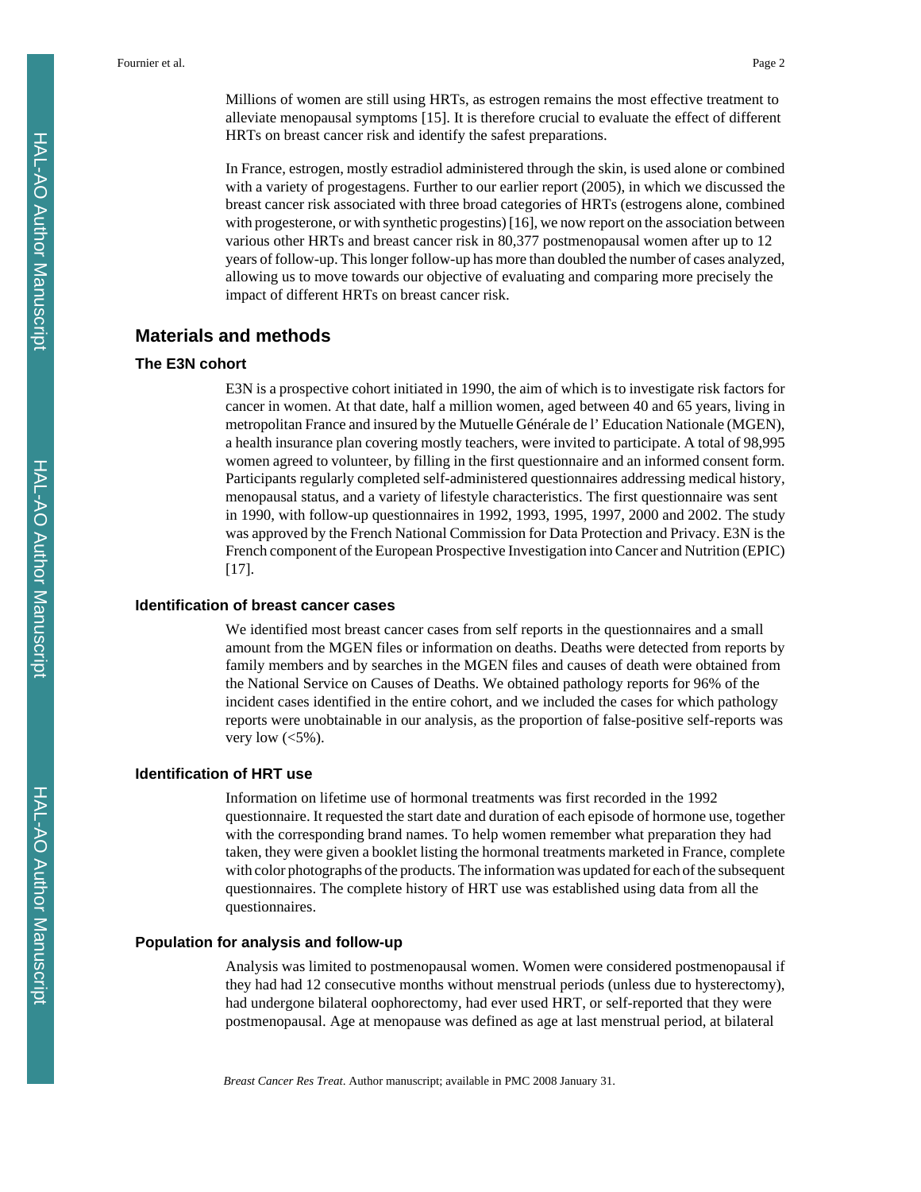Millions of women are still using HRTs, as estrogen remains the most effective treatment to alleviate menopausal symptoms [15]. It is therefore crucial to evaluate the effect of different HRTs on breast cancer risk and identify the safest preparations.

In France, estrogen, mostly estradiol administered through the skin, is used alone or combined with a variety of progestagens. Further to our earlier report (2005), in which we discussed the breast cancer risk associated with three broad categories of HRTs (estrogens alone, combined with progesterone, or with synthetic progestins) [16], we now report on the association between various other HRTs and breast cancer risk in 80,377 postmenopausal women after up to 12 years of follow-up. This longer follow-up has more than doubled the number of cases analyzed, allowing us to move towards our objective of evaluating and comparing more precisely the impact of different HRTs on breast cancer risk.

## Materials and methods

### The E3N cohort

E3N is a prospective cohort initiated in 1990, the aim of which is to investigate risk factors for cancer in women. At that date, half a million women, aged between 40 and 65 years, living in metropolitan France and insured by the Mutuelle Générale de l' Education Nationale (MGEN), a health insurance plan covering mostly teachers, were invited to participate. A total of 98,995 women agreed to volunteer, by filling in the first questionnaire and an informed consent form. Participants regularly completed self-administered questionnaires addressing medical history, menopausal status, and a variety of lifestyle characteristics. The first questionnaire was sent in 1990, with follow-up questionnaires in 1992, 1993, 1995, 1997, 2000 and 2002. The study was approved by the French National Commission for Data Protection and Privacy. E3N is the French component of the European Prospective Investigation into Cancer and Nutrition (EPIC) [17].

### Identification of breast cancer cases

We identified most breast cancer cases from self reports in the questionnaires and a small amount from the MGEN files or information on deaths. Deaths were detected from reports by family members and by searches in the MGEN files and causes of death were obtained from the National Service on Causes of Deaths. We obtained pathology reports for 96% of the incident cases identified in the entire cohort, and we included the cases for which pathology reports were unobtainable in our analysis, as the proportion of false-positive self-reports was very low (<5%).

### Identification of HRT use

Information on lifetime use of hormonal treatments was first recorded in the 1992 questionnaire. It requested the start date and duration of each episode of hormone use, together with the corresponding brand names. To help women remember what preparation they had taken, they were given a booklet listing the hormonal treatments marketed in France, complete with color photographs of the products. The information was updated for each of the subsequent questionnaires. The complete history of HRT use was established using data from all the questionnaires.

### Population for analysis and follow-up

Analysis was limited to postmenopausal women. Women were considered postmenopausal if they had had 12 consecutive months without menstrual periods (unless due to hysterectomy), had undergone bilateral oophorectomy, had ever used HRT, or self-reported that they were postmenopausal. Age at menopause was defined as age at last menstrual period, at bilateral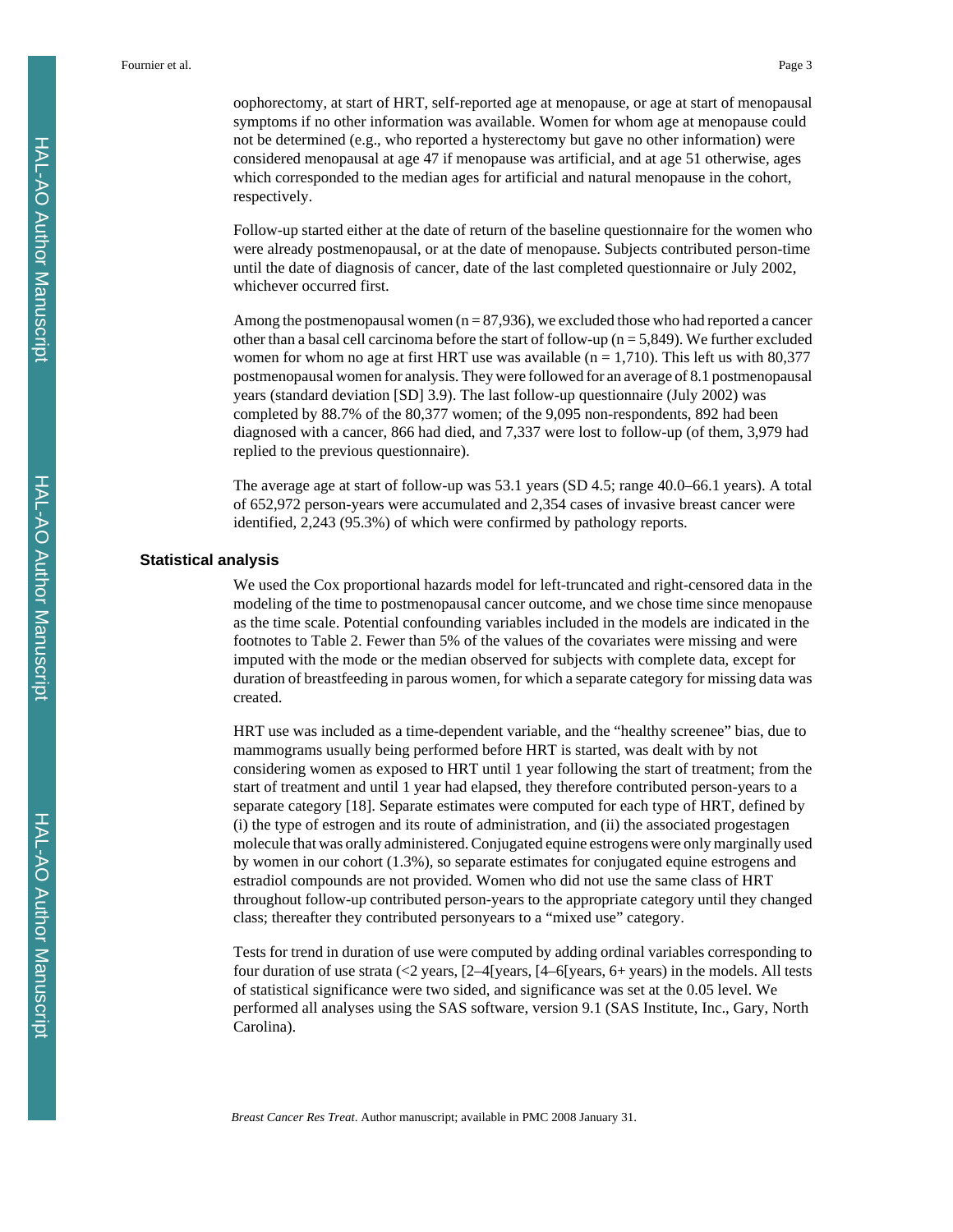oophorectomy, at start of HRT, self-reported age at menopause, or age at start of menopausal symptoms if no other information was available. Women for whom age at menopause could not be determined (e.g., who reported a hysterectomy but gave no other information) were considered menopausal at age 47 if menopause was artificial, and at age 51 otherwise, ages which corresponded to the median ages for artificial and natural menopause in the cohort, respectively.

Follow-up started either at the date of return of the baseline questionnaire for the women who were already postmenopausal, or at the date of menopause. Subjects contributed person-time until the date of diagnosis of cancer, date of the last completed questionnaire or July 2002, whichever occurred first.

Among the postmenopausal women (n = 87,936), we excluded those who had reported a cancer other than a basal cell carcinoma before the start of follow-up (n = 5,849). We further excluded women for whom no age at first HRT use was available (n = 1,710). This left us with 80,377 postmenopausal women for analysis. They were followed for an average of 8.1 postmenopausal years (standard deviation [SD] 3.9). The last follow-up questionnaire (July 2002) was completed by 88.7% of the 80,377 women; of the 9,095 non-respondents, 892 had been diagnosed with a cancer, 866 had died, and 7,337 were lost to follow-up (of them, 3,979 had replied to the previous questionnaire).

The average age at start of follow-up was 53.1 years (SD 4.5; range 40.0–66.1 years). A total of 652,972 person-years were accumulated and 2,354 cases of invasive breast cancer were identified, 2,243 (95.3%) of which were confirmed by pathology reports.

## Statistical analysis

We used the Cox proportional hazards model for left-truncated and right-censored data in the modeling of the time to postmenopausal cancer outcome, and we chose time since menopause as the time scale. Potential confounding variables included in the models are indicated in the footnotes to Table 2. Fewer than 5% of the values of the covariates were missing and were imputed with the mode or the median observed for subjects with complete data, except for duration of breastfeeding in parous women, for which a separate category for missing data was created.

HRT use was included as a time-dependent variable, and the "healthy screenee" bias, due to mammograms usually being performed before HRT is started, was dealt with by not considering women as exposed to HRT until 1 year following the start of treatment; from the start of treatment and until 1 year had elapsed, they therefore contributed person-years to a separate category [18]. Separate estimates were computed for each type of HRT, defined by (i) the type of estrogen and its route of administration, and (ii) the associated progestagen molecule that was orally administered. Conjugated equine estrogens were only marginally used by women in our cohort (1.3%), so separate estimates for conjugated equine estrogens and estradiol compounds are not provided. Women who did not use the same class of HRT throughout follow-up contributed person-years to the appropriate category until they changed class; thereafter they contributed personyears to a "mixed use" category.

Tests for trend in duration of use were computed by adding ordinal variables corresponding to four duration of use strata (<2 years, [2–4[years, [4–6[years, 6+ years) in the models. All tests of statistical significance were two sided, and significance was set at the 0.05 level. We performed all analyses using the SAS software, version 9.1 (SAS Institute, Inc., Gary, North Carolina).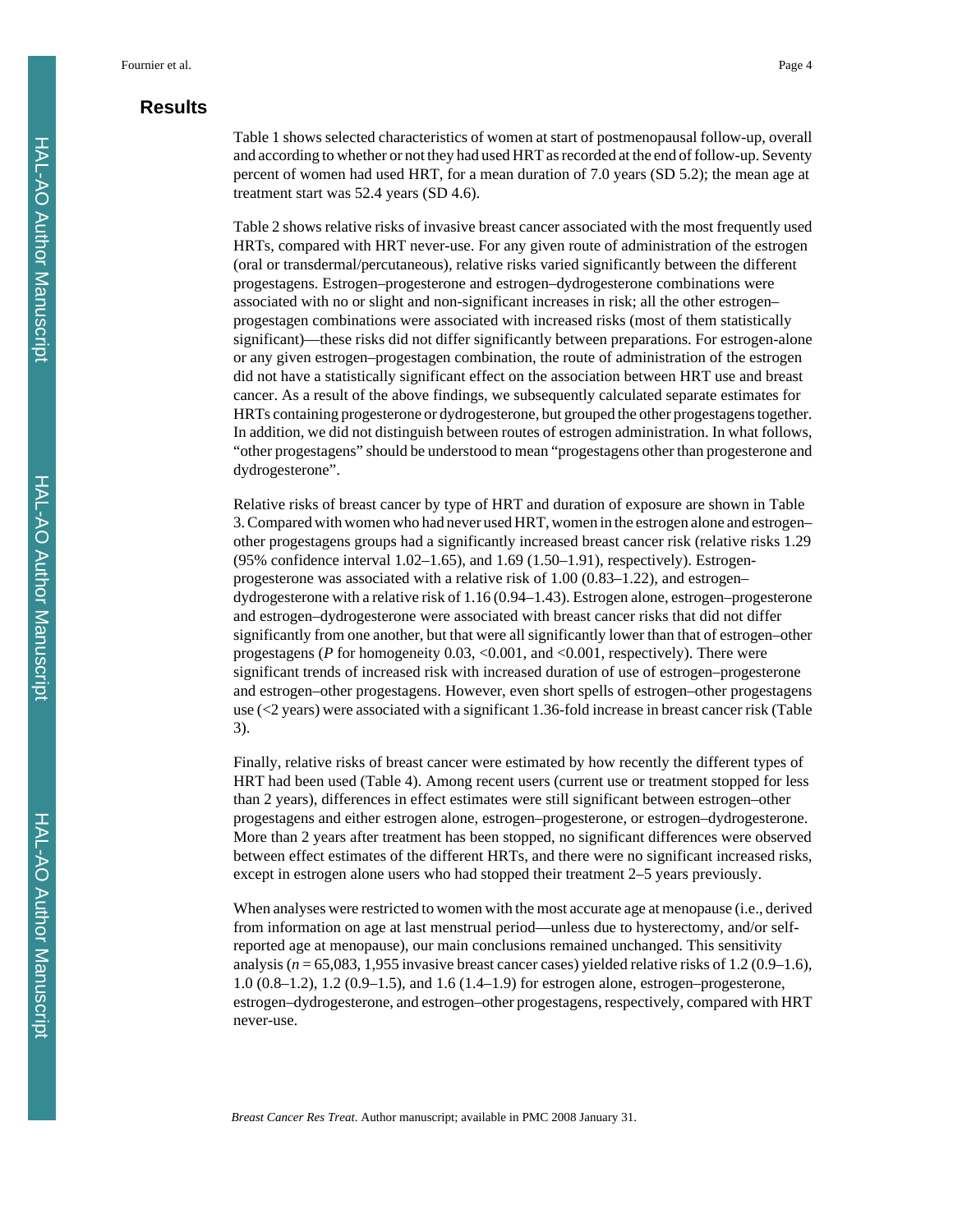## Results

Table 1 shows selected characteristics of women at start of postmenopausal follow-up, overall and according to whether or not they had used HRT as recorded at the end of follow-up. Seventy percent of women had used HRT, for a mean duration of 7.0 years (SD 5.2); the mean age at treatment start was 52.4 years (SD 4.6).

Table 2 shows relative risks of invasive breast cancer associated with the most frequently used HRTs, compared with HRT never-use. For any given route of administration of the estrogen (oral or transdermal/percutaneous), relative risks varied significantly between the different progestagens. Estrogen–progesterone and estrogen–dydrogesterone combinations were associated with no or slight and non-significant increases in risk; all the other estrogen–progestagen combinations were associated with increased risks (most of them statistically significant)—these risks did not differ significantly between preparations. For estrogen-alone or any given estrogen–progestagen combination, the route of administration of the estrogen did not have a statistically significant effect on the association between HRT use and breast cancer. As a result of the above findings, we subsequently calculated separate estimates for HRTs containing progesterone or dydrogesterone, but grouped the other progestagens together. In addition, we did not distinguish between routes of estrogen administration. In what follows, “other progestagens” should be understood to mean “progestagens other than progesterone and dydrogesterone”.

Relative risks of breast cancer by type of HRT and duration of exposure are shown in Table 3. Compared with women who had never used HRT, women in the estrogen alone and estrogen–other progestagens groups had a significantly increased breast cancer risk (relative risks 1.29 (95% confidence interval 1.02–1.65), and 1.69 (1.50–1.91), respectively). Estrogen-progesterone was associated with a relative risk of 1.00 (0.83–1.22), and estrogen–dydrogesterone with a relative risk of 1.16 (0.94–1.43). Estrogen alone, estrogen–progesterone and estrogen–dydrogesterone were associated with breast cancer risks that did not differ significantly from one another, but that were all significantly lower than that of estrogen–other progestagens (*P* for homogeneity 0.03, <0.001, and <0.001, respectively). There were significant trends of increased risk with increased duration of use of estrogen–progesterone and estrogen–other progestagens. However, even short spells of estrogen–other progestagens use (<2 years) were associated with a significant 1.36-fold increase in breast cancer risk (Table 3).

Finally, relative risks of breast cancer were estimated by how recently the different types of HRT had been used (Table 4). Among recent users (current use or treatment stopped for less than 2 years), differences in effect estimates were still significant between estrogen–other progestagens and either estrogen alone, estrogen–progesterone, or estrogen–dydrogesterone. More than 2 years after treatment has been stopped, no significant differences were observed between effect estimates of the different HRTs, and there were no significant increased risks, except in estrogen alone users who had stopped their treatment 2–5 years previously.

When analyses were restricted to women with the most accurate age at menopause (i.e., derived from information on age at last menstrual period—unless due to hysterectomy, and/or self-reported age at menopause), our main conclusions remained unchanged. This sensitivity analysis ($n = 65{,}083$, 1,955 invasive breast cancer cases) yielded relative risks of 1.2 (0.9–1.6), 1.0 (0.8–1.2), 1.2 (0.9–1.5), and 1.6 (1.4–1.9) for estrogen alone, estrogen–progesterone, estrogen–dydrogesterone, and estrogen–other progestagens, respectively, compared with HRT never-use.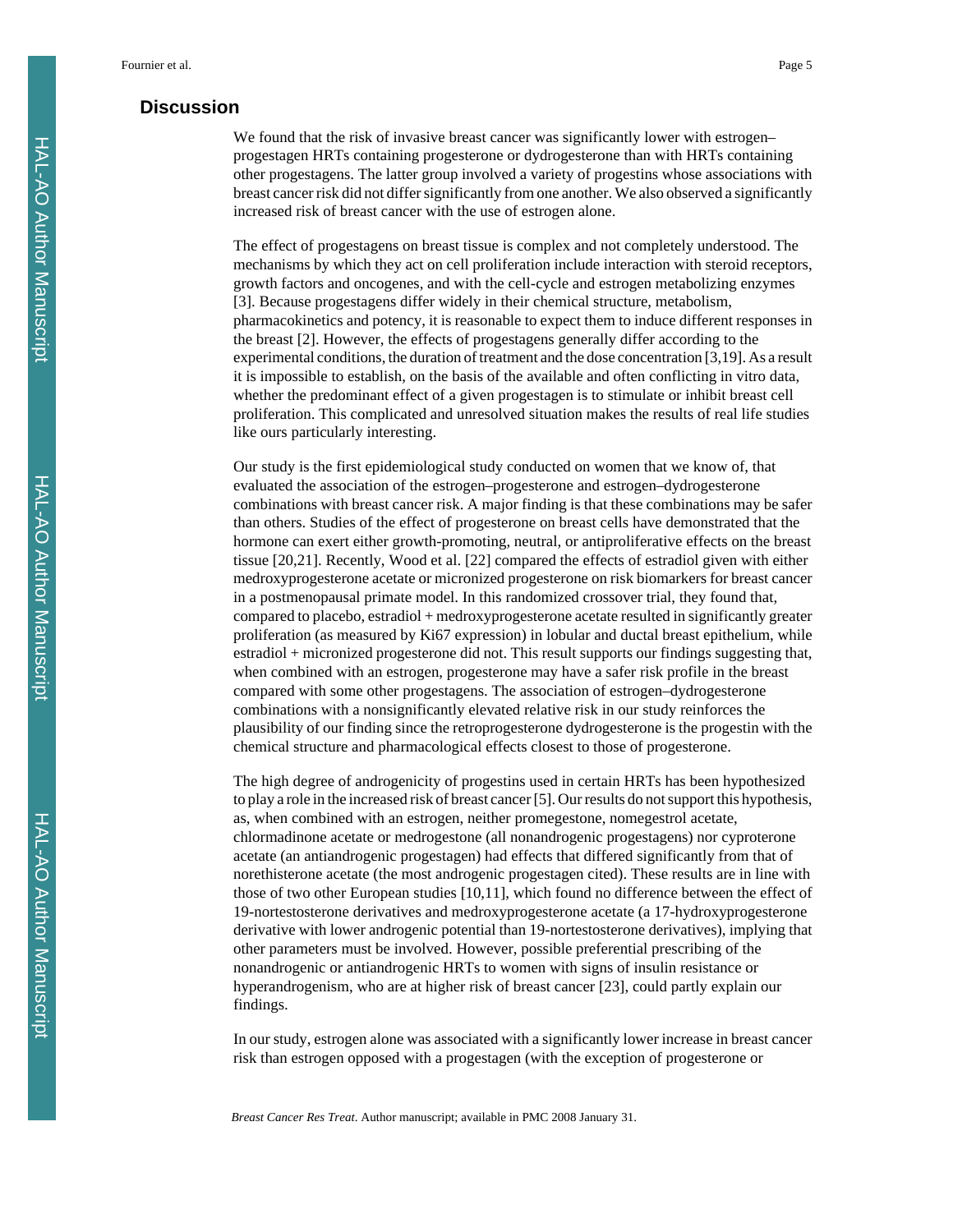## Discussion

We found that the risk of invasive breast cancer was significantly lower with estrogen–progestagen HRTs containing progesterone or dydrogesterone than with HRTs containing other progestagens. The latter group involved a variety of progestins whose associations with breast cancer risk did not differ significantly from one another. We also observed a significantly increased risk of breast cancer with the use of estrogen alone.

The effect of progestagens on breast tissue is complex and not completely understood. The mechanisms by which they act on cell proliferation include interaction with steroid receptors, growth factors and oncogenes, and with the cell-cycle and estrogen metabolizing enzymes [3]. Because progestagens differ widely in their chemical structure, metabolism, pharmacokinetics and potency, it is reasonable to expect them to induce different responses in the breast [2]. However, the effects of progestagens generally differ according to the experimental conditions, the duration of treatment and the dose concentration [3,19]. As a result it is impossible to establish, on the basis of the available and often conflicting in vitro data, whether the predominant effect of a given progestagen is to stimulate or inhibit breast cell proliferation. This complicated and unresolved situation makes the results of real life studies like ours particularly interesting.

Our study is the first epidemiological study conducted on women that we know of, that evaluated the association of the estrogen–progesterone and estrogen–dydrogesterone combinations with breast cancer risk. A major finding is that these combinations may be safer than others. Studies of the effect of progesterone on breast cells have demonstrated that the hormone can exert either growth-promoting, neutral, or antiproliferative effects on the breast tissue [20,21]. Recently, Wood et al. [22] compared the effects of estradiol given with either medroxyprogesterone acetate or micronized progesterone on risk biomarkers for breast cancer in a postmenopausal primate model. In this randomized crossover trial, they found that, compared to placebo, estradiol + medroxyprogesterone acetate resulted in significantly greater proliferation (as measured by Ki67 expression) in lobular and ductal breast epithelium, while estradiol + micronized progesterone did not. This result supports our findings suggesting that, when combined with an estrogen, progesterone may have a safer risk profile in the breast compared with some other progestagens. The association of estrogen–dydrogesterone combinations with a nonsignificantly elevated relative risk in our study reinforces the plausibility of our finding since the retroprogesterone dydrogesterone is the progestin with the chemical structure and pharmacological effects closest to those of progesterone.

The high degree of androgenicity of progestins used in certain HRTs has been hypothesized to play a role in the increased risk of breast cancer [5]. Our results do not support this hypothesis, as, when combined with an estrogen, neither promegestone, nomegestrol acetate, chlormadinone acetate or medrogestone (all nonandrogenic progestagens) nor cyproterone acetate (an antiandrogenic progestagen) had effects that differed significantly from that of norethisterone acetate (the most androgenic progestagen cited). These results are in line with those of two other European studies [10,11], which found no difference between the effect of 19-nortestosterone derivatives and medroxyprogesterone acetate (a 17-hydroxyprogesterone derivative with lower androgenic potential than 19-nortestosterone derivatives), implying that other parameters must be involved. However, possible preferential prescribing of the nonandrogenic or antiandrogenic HRTs to women with signs of insulin resistance or hyperandrogenism, who are at higher risk of breast cancer [23], could partly explain our findings.

In our study, estrogen alone was associated with a significantly lower increase in breast cancer risk than estrogen opposed with a progestagen (with the exception of progesterone or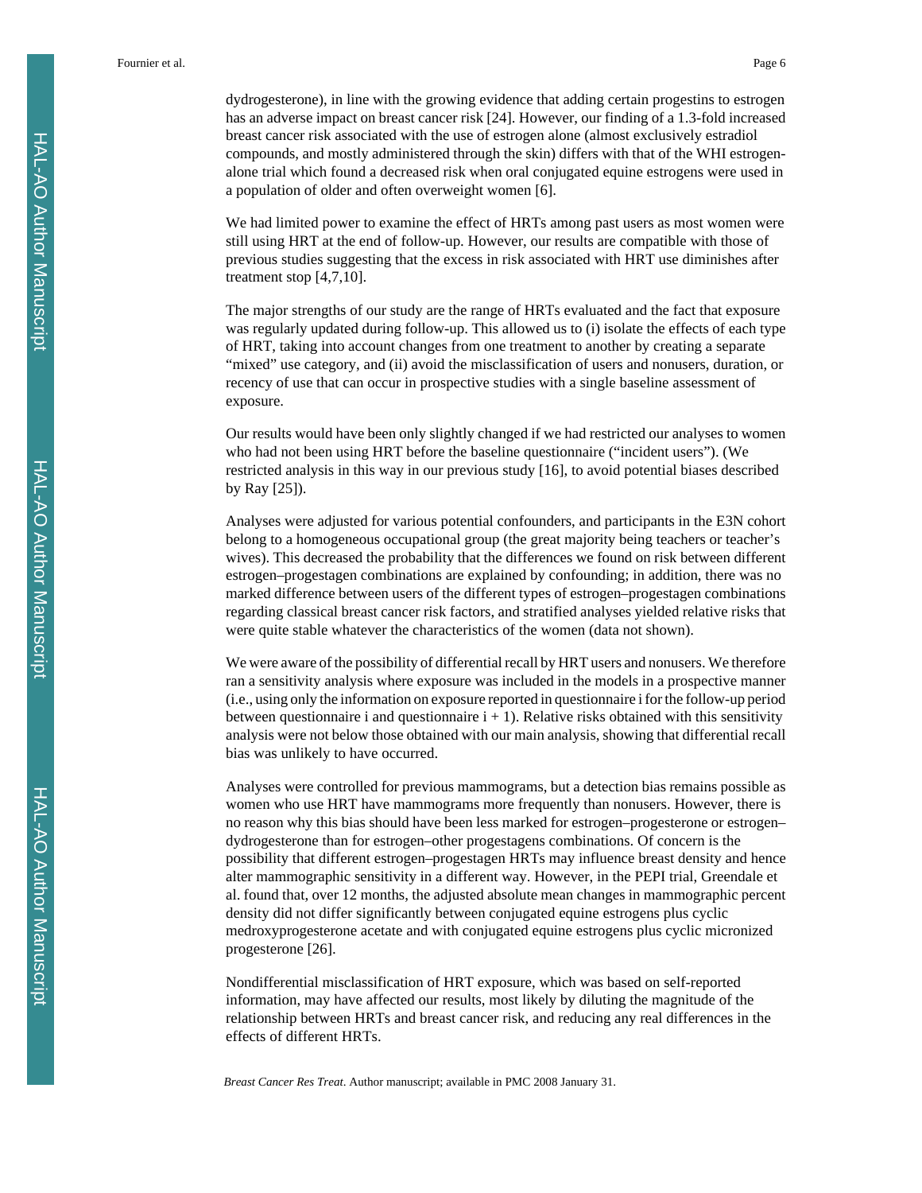dydrogesterone), in line with the growing evidence that adding certain progestins to estrogen has an adverse impact on breast cancer risk [24]. However, our finding of a 1.3-fold increased breast cancer risk associated with the use of estrogen alone (almost exclusively estradiol compounds, and mostly administered through the skin) differs with that of the WHI estrogen-alone trial which found a decreased risk when oral conjugated equine estrogens were used in a population of older and often overweight women [6].

We had limited power to examine the effect of HRTs among past users as most women were still using HRT at the end of follow-up. However, our results are compatible with those of previous studies suggesting that the excess in risk associated with HRT use diminishes after treatment stop [4,7,10].

The major strengths of our study are the range of HRTs evaluated and the fact that exposure was regularly updated during follow-up. This allowed us to (i) isolate the effects of each type of HRT, taking into account changes from one treatment to another by creating a separate "mixed" use category, and (ii) avoid the misclassification of users and nonusers, duration, or recency of use that can occur in prospective studies with a single baseline assessment of exposure.

Our results would have been only slightly changed if we had restricted our analyses to women who had not been using HRT before the baseline questionnaire ("incident users"). (We restricted analysis in this way in our previous study [16], to avoid potential biases described by Ray [25]).

Analyses were adjusted for various potential confounders, and participants in the E3N cohort belong to a homogeneous occupational group (the great majority being teachers or teacher's wives). This decreased the probability that the differences we found on risk between different estrogen–progestagen combinations are explained by confounding; in addition, there was no marked difference between users of the different types of estrogen–progestagen combinations regarding classical breast cancer risk factors, and stratified analyses yielded relative risks that were quite stable whatever the characteristics of the women (data not shown).

We were aware of the possibility of differential recall by HRT users and nonusers. We therefore ran a sensitivity analysis where exposure was included in the models in a prospective manner (i.e., using only the information on exposure reported in questionnaire i for the follow-up period between questionnaire i and questionnaire $i + 1$). Relative risks obtained with this sensitivity analysis were not below those obtained with our main analysis, showing that differential recall bias was unlikely to have occurred.

Analyses were controlled for previous mammograms, but a detection bias remains possible as women who use HRT have mammograms more frequently than nonusers. However, there is no reason why this bias should have been less marked for estrogen–progesterone or estrogen–dydrogesterone than for estrogen–other progestagens combinations. Of concern is the possibility that different estrogen–progestagen HRTs may influence breast density and hence alter mammographic sensitivity in a different way. However, in the PEPI trial, Greendale et al. found that, over 12 months, the adjusted absolute mean changes in mammographic percent density did not differ significantly between conjugated equine estrogens plus cyclic medroxyprogesterone acetate and with conjugated equine estrogens plus cyclic micronized progesterone [26].

Nondifferential misclassification of HRT exposure, which was based on self-reported information, may have affected our results, most likely by diluting the magnitude of the relationship between HRTs and breast cancer risk, and reducing any real differences in the effects of different HRTs.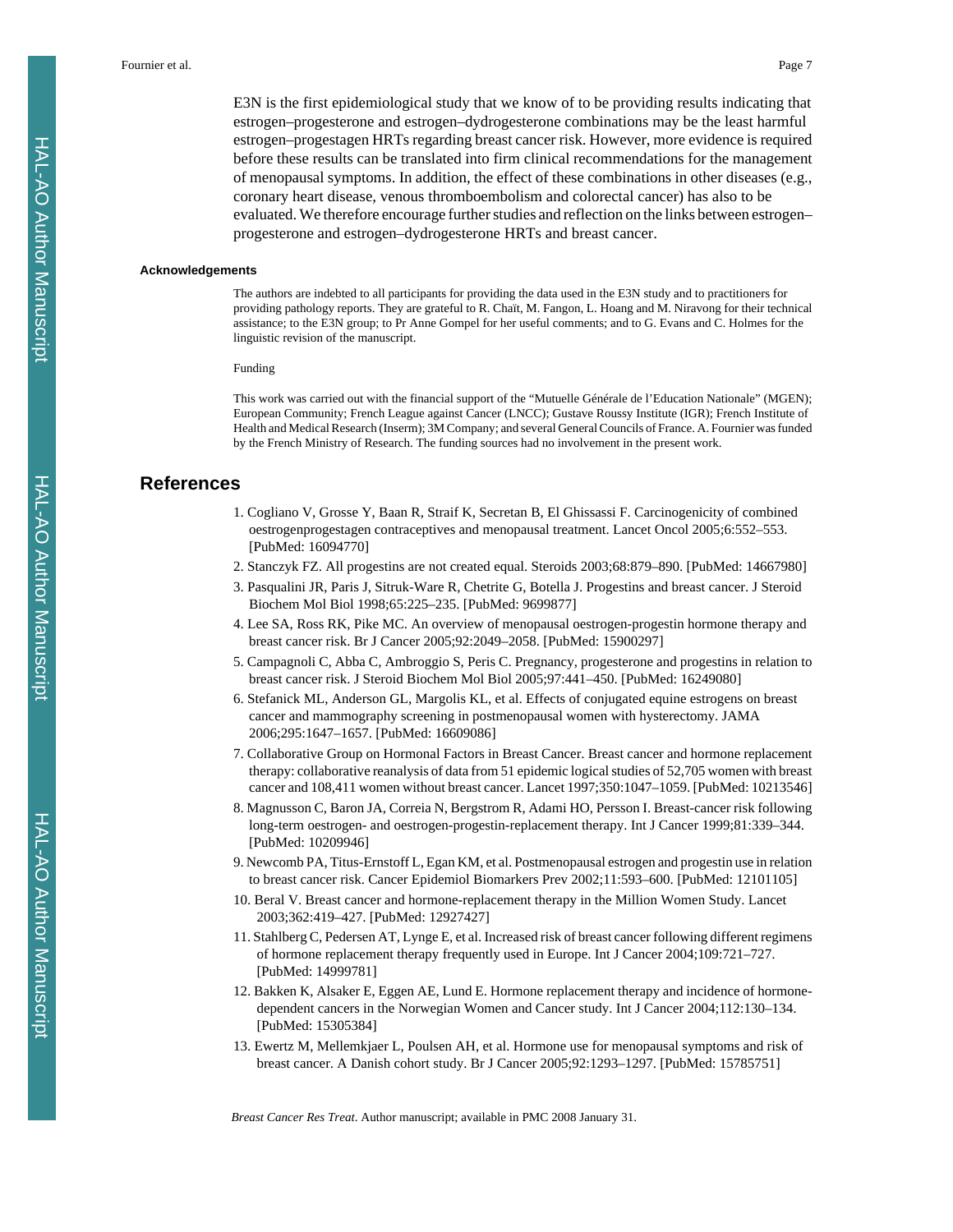E3N is the first epidemiological study that we know of to be providing results indicating that estrogen–progesterone and estrogen–dydrogesterone combinations may be the least harmful estrogen–progestagen HRTs regarding breast cancer risk. However, more evidence is required before these results can be translated into firm clinical recommendations for the management of menopausal symptoms. In addition, the effect of these combinations in other diseases (e.g., coronary heart disease, venous thromboembolism and colorectal cancer) has also to be evaluated. We therefore encourage further studies and reflection on the links between estrogen–progesterone and estrogen–dydrogesterone HRTs and breast cancer.

### Acknowledgements

The authors are indebted to all participants for providing the data used in the E3N study and to practitioners for providing pathology reports. They are grateful to R. Chaït, M. Fangon, L. Hoang and M. Niravong for their technical assistance; to the E3N group; to Pr Anne Gompel for her useful comments; and to G. Evans and C. Holmes for the linguistic revision of the manuscript.

Funding

This work was carried out with the financial support of the "Mutuelle Générale de l'Education Nationale" (MGEN); European Community; French League against Cancer (LNCC); Gustave Roussy Institute (IGR); French Institute of Health and Medical Research (Inserm); 3M Company; and several General Councils of France. A. Fournier was funded by the French Ministry of Research. The funding sources had no involvement in the present work.

## References

1. Cogliano V, Grosse Y, Baan R, Straif K, Secretan B, El Ghissassi F. Carcinogenicity of combined oestrogenprogestagen contraceptives and menopausal treatment. Lancet Oncol 2005;6:552–553. [PubMed: 16094770]
2. Stanczyk FZ. All progestins are not created equal. Steroids 2003;68:879–890. [PubMed: 14667980]
3. Pasqualini JR, Paris J, Sitruk-Ware R, Chetrite G, Botella J. Progestins and breast cancer. J Steroid Biochem Mol Biol 1998;65:225–235. [PubMed: 9699877]
4. Lee SA, Ross RK, Pike MC. An overview of menopausal oestrogen-progestin hormone therapy and breast cancer risk. Br J Cancer 2005;92:2049–2058. [PubMed: 15900297]
5. Campagnoli C, Abba C, Ambroggio S, Peris C. Pregnancy, progesterone and progestins in relation to breast cancer risk. J Steroid Biochem Mol Biol 2005;97:441–450. [PubMed: 16249080]
6. Stefanick ML, Anderson GL, Margolis KL, et al. Effects of conjugated equine estrogens on breast cancer and mammography screening in postmenopausal women with hysterectomy. JAMA 2006;295:1647–1657. [PubMed: 16609086]
7. Collaborative Group on Hormonal Factors in Breast Cancer. Breast cancer and hormone replacement therapy: collaborative reanalysis of data from 51 epidemic logical studies of 52,705 women with breast cancer and 108,411 women without breast cancer. Lancet 1997;350:1047–1059. [PubMed: 10213546]
8. Magnusson C, Baron JA, Correia N, Bergstrom R, Adami HO, Persson I. Breast-cancer risk following long-term oestrogen- and oestrogen-progestin-replacement therapy. Int J Cancer 1999;81:339–344. [PubMed: 10209946]
9. Newcomb PA, Titus-Ernstoff L, Egan KM, et al. Postmenopausal estrogen and progestin use in relation to breast cancer risk. Cancer Epidemiol Biomarkers Prev 2002;11:593–600. [PubMed: 12101105]
10. Beral V. Breast cancer and hormone-replacement therapy in the Million Women Study. Lancet 2003;362:419–427. [PubMed: 12927427]
11. Stahlberg C, Pedersen AT, Lynge E, et al. Increased risk of breast cancer following different regimens of hormone replacement therapy frequently used in Europe. Int J Cancer 2004;109:721–727. [PubMed: 14999781]
12. Bakken K, Alsaker E, Eggen AE, Lund E. Hormone replacement therapy and incidence of hormone-dependent cancers in the Norwegian Women and Cancer study. Int J Cancer 2004;112:130–134. [PubMed: 15305384]
13. Ewertz M, Mellemkjaer L, Poulsen AH, et al. Hormone use for menopausal symptoms and risk of breast cancer. A Danish cohort study. Br J Cancer 2005;92:1293–1297. [PubMed: 15785751]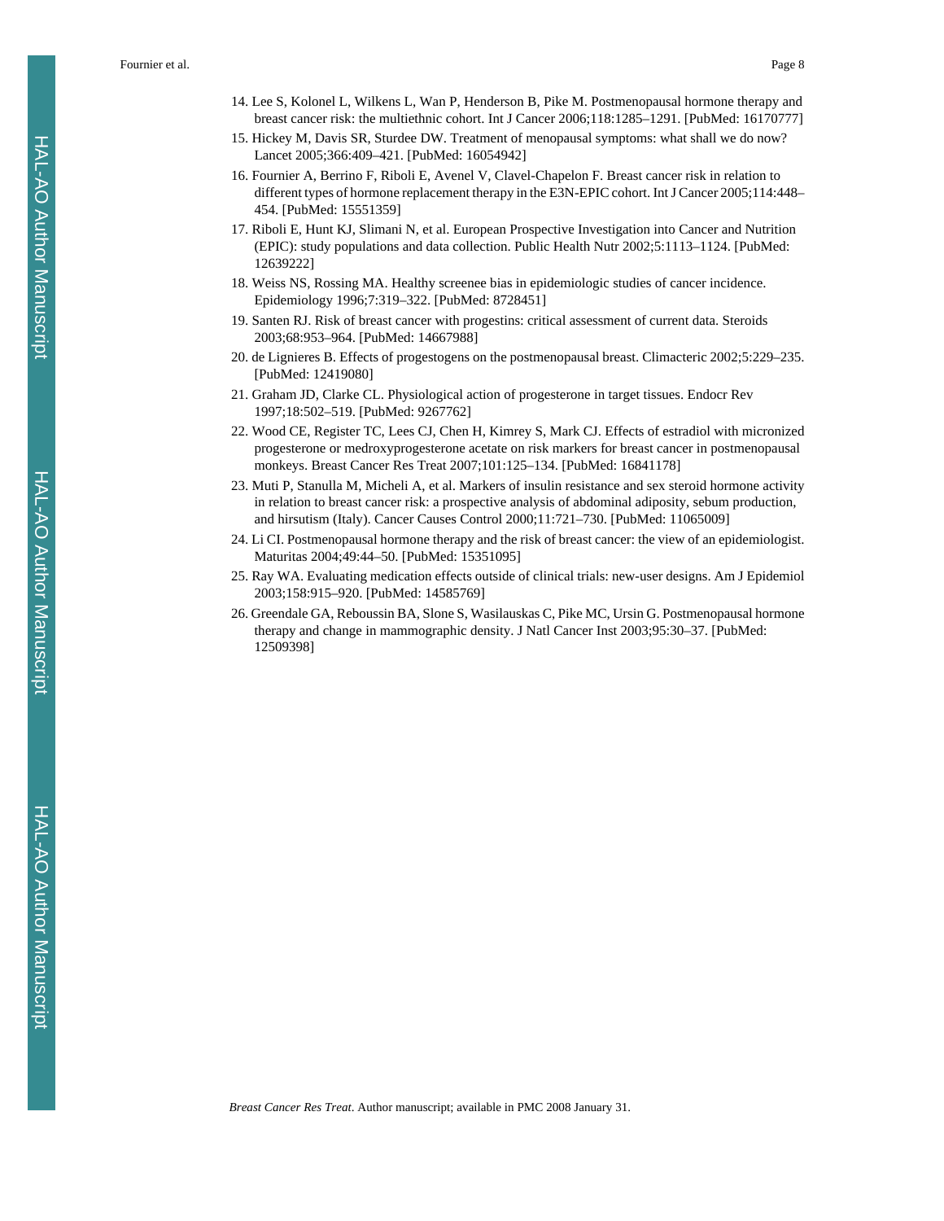14. Lee S, Kolonel L, Wilkens L, Wan P, Henderson B, Pike M. Postmenopausal hormone therapy and breast cancer risk: the multiethnic cohort. Int J Cancer 2006;118:1285–1291. [PubMed: 16170777]
15. Hickey M, Davis SR, Sturdee DW. Treatment of menopausal symptoms: what shall we do now? Lancet 2005;366:409–421. [PubMed: 16054942]
16. Fournier A, Berrino F, Riboli E, Avenel V, Clavel-Chapelon F. Breast cancer risk in relation to different types of hormone replacement therapy in the E3N-EPIC cohort. Int J Cancer 2005;114:448–454. [PubMed: 15551359]
17. Riboli E, Hunt KJ, Slimani N, et al. European Prospective Investigation into Cancer and Nutrition (EPIC): study populations and data collection. Public Health Nutr 2002;5:1113–1124. [PubMed: 12639222]
18. Weiss NS, Rossing MA. Healthy screenee bias in epidemiologic studies of cancer incidence. Epidemiology 1996;7:319–322. [PubMed: 8728451]
19. Santen RJ. Risk of breast cancer with progestins: critical assessment of current data. Steroids 2003;68:953–964. [PubMed: 14667988]
20. de Lignieres B. Effects of progestogens on the postmenopausal breast. Climacteric 2002;5:229–235. [PubMed: 12419080]
21. Graham JD, Clarke CL. Physiological action of progesterone in target tissues. Endocr Rev 1997;18:502–519. [PubMed: 9267762]
22. Wood CE, Register TC, Lees CJ, Chen H, Kimrey S, Mark CJ. Effects of estradiol with micronized progesterone or medroxyprogesterone acetate on risk markers for breast cancer in postmenopausal monkeys. Breast Cancer Res Treat 2007;101:125–134. [PubMed: 16841178]
23. Muti P, Stanulla M, Micheli A, et al. Markers of insulin resistance and sex steroid hormone activity in relation to breast cancer risk: a prospective analysis of abdominal adiposity, sebum production, and hirsutism (Italy). Cancer Causes Control 2000;11:721–730. [PubMed: 11065009]
24. Li CI. Postmenopausal hormone therapy and the risk of breast cancer: the view of an epidemiologist. Maturitas 2004;49:44–50. [PubMed: 15351095]
25. Ray WA. Evaluating medication effects outside of clinical trials: new-user designs. Am J Epidemiol 2003;158:915–920. [PubMed: 14585769]
26. Greendale GA, Reboussin BA, Slone S, Wasilauskas C, Pike MC, Ursin G. Postmenopausal hormone therapy and change in mammographic density. J Natl Cancer Inst 2003;95:30–37. [PubMed: 12509398]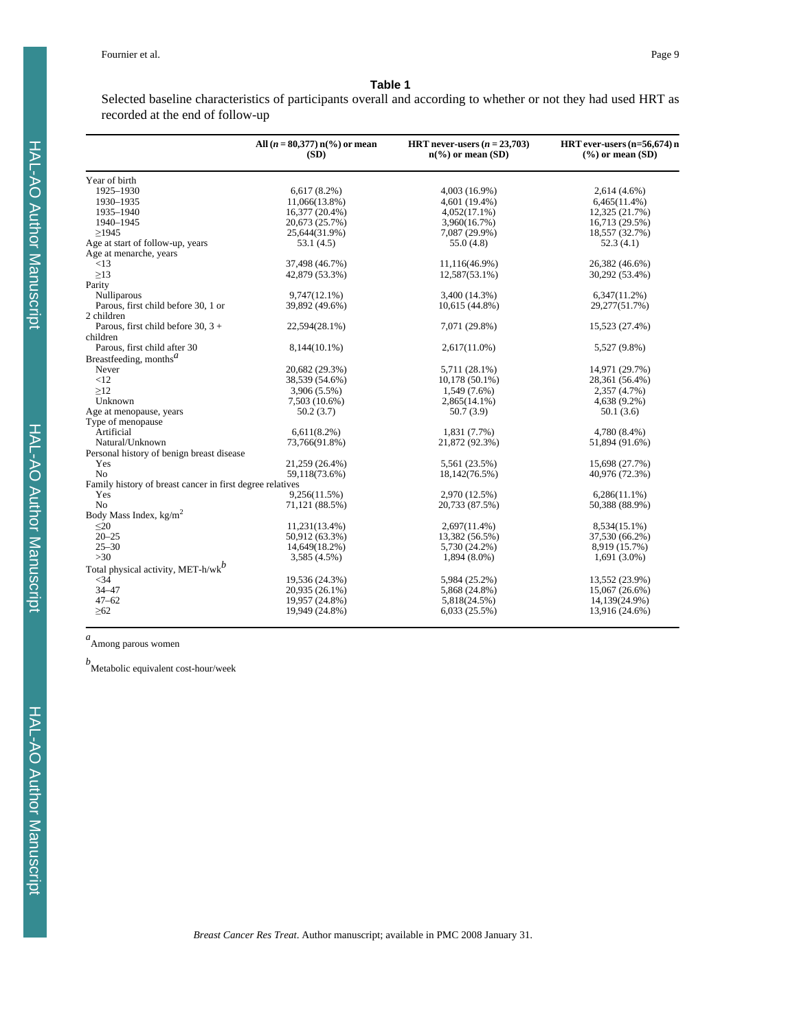**Table 1**

Selected baseline characteristics of participants overall and according to whether or not they had used HRT as recorded at the end of follow-up

| | All ($n$ = 80,377) n(%) or mean (SD) | HRT never-users ($n$ = 23,703) n(%) or mean (SD) | HRT ever-users (n=56,674) n (%) or mean (SD) |
|---|---|---|---|
| Year of birth | | | |
| 1925–1930 | 6,617 (8.2%) | 4,003 (16.9%) | 2,614 (4.6%) |
| 1930–1935 | 11,066(13.8%) | 4,601 (19.4%) | 6,465(11.4%) |
| 1935–1940 | 16,377 (20.4%) | 4,052(17.1%) | 12,325 (21.7%) |
| 1940–1945 | 20,673 (25.7%) | 3,960(16.7%) | 16,713 (29.5%) |
| ≥1945 | 25,644(31.9%) | 7,087 (29.9%) | 18,557 (32.7%) |
| Age at start of follow-up, years | 53.1 (4.5) | 55.0 (4.8) | 52.3 (4.1) |
| Age at menarche, years | | | |
| <13 | 37,498 (46.7%) | 11,116(46.9%) | 26,382 (46.6%) |
| ≥13 | 42,879 (53.3%) | 12,587(53.1%) | 30,292 (53.4%) |
| Parity | | | |
| Nulliparous | 9,747(12.1%) | 3,400 (14.3%) | 6,347(11.2%) |
| Parous, first child before 30, 1 or 2 children | 39,892 (49.6%) | 10,615 (44.8%) | 29,277(51.7%) |
| Parous, first child before 30, 3 + children | 22,594(28.1%) | 7,071 (29.8%) | 15,523 (27.4%) |
| Parous, first child after 30 | 8,144(10.1%) | 2,617(11.0%) | 5,527 (9.8%) |
| Breastfeeding, months[a] | | | |
| Never | 20,682 (29.3%) | 5,711 (28.1%) | 14,971 (29.7%) |
| <12 | 38,539 (54.6%) | 10,178 (50.1%) | 28,361 (56.4%) |
| ≥12 | 3,906 (5.5%) | 1,549 (7.6%) | 2,357 (4.7%) |
| Unknown | 7,503 (10.6%) | 2,865(14.1%) | 4,638 (9.2%) |
| Age at menopause, years | 50.2 (3.7) | 50.7 (3.9) | 50.1 (3.6) |
| Type of menopause | | | |
| Artificial | 6,611(8.2%) | 1,831 (7.7%) | 4,780 (8.4%) |
| Natural/Unknown | 73,766(91.8%) | 21,872 (92.3%) | 51,894 (91.6%) |
| Personal history of benign breast disease | | | |
| Yes | 21,259 (26.4%) | 5,561 (23.5%) | 15,698 (27.7%) |
| No | 59,118(73.6%) | 18,142(76.5%) | 40,976 (72.3%) |
| Family history of breast cancer in first degree relatives | | | |
| Yes | 9,256(11.5%) | 2,970 (12.5%) | 6,286(11.1%) |
| No | 71,121 (88.5%) | 20,733 (87.5%) | 50,388 (88.9%) |
| Body Mass Index, kg/m$^2$ | | | |
| ≤20 | 11,231(13.4%) | 2,697(11.4%) | 8,534(15.1%) |
| 20–25 | 50,912 (63.3%) | 13,382 (56.5%) | 37,530 (66.2%) |
| 25–30 | 14,649(18.2%) | 5,730 (24.2%) | 8,919 (15.7%) |
| >30 | 3,585 (4.5%) | 1,894 (8.0%) | 1,691 (3.0%) |
| Total physical activity, MET-h/wk[b] | | | |
| <34 | 19,536 (24.3%) | 5,984 (25.2%) | 13,552 (23.9%) |
| 34–47 | 20,935 (26.1%) | 5,868 (24.8%) | 15,067 (26.6%) |
| 47–62 | 19,957 (24.8%) | 5,818(24.5%) | 14,139(24.9%) |
| ≥62 | 19,949 (24.8%) | 6,033 (25.5%) | 13,916 (24.6%) |

[a] Among parous women

[b] Metabolic equivalent cost-hour/week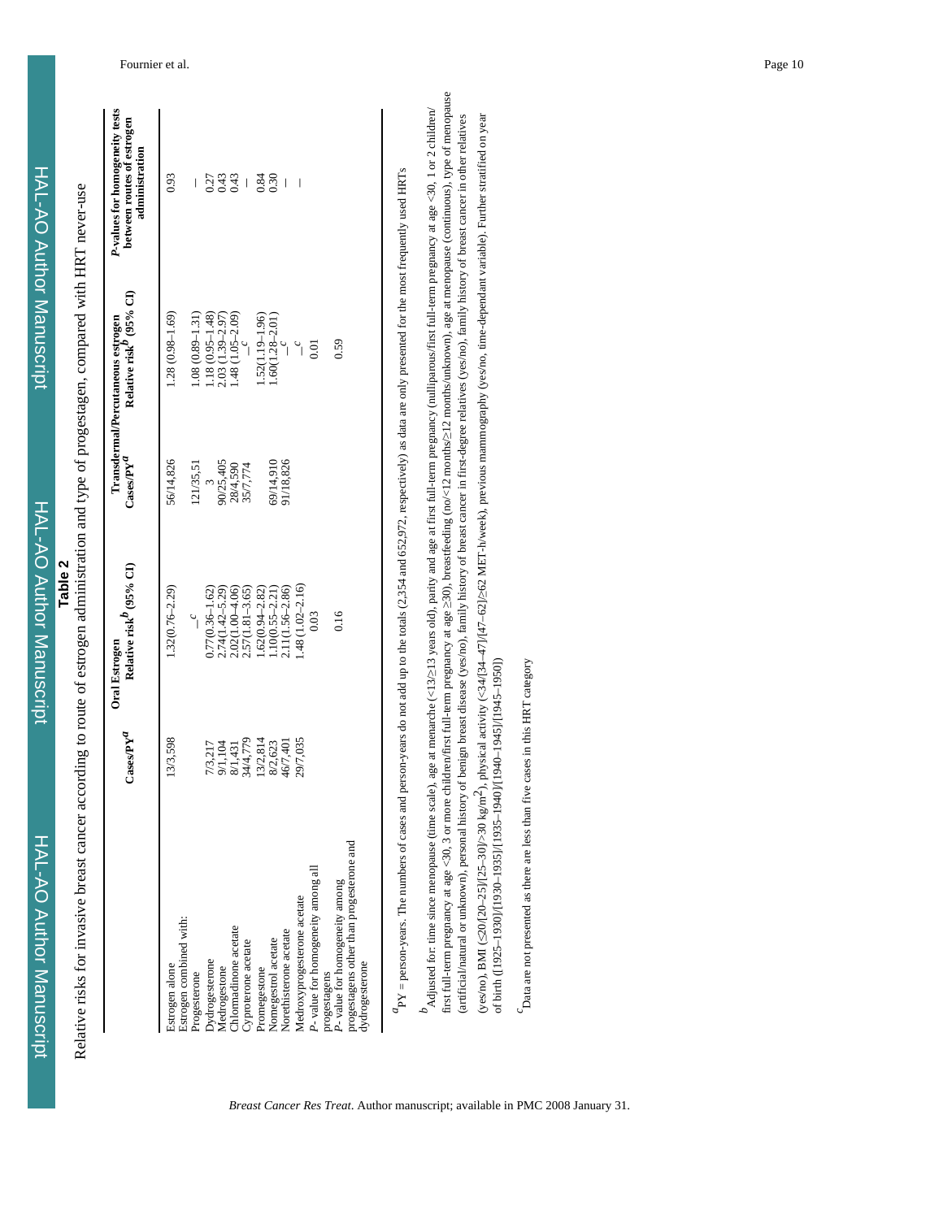**Table 2**

Relative risks for invasive breast cancer according to route of estrogen administration and type of progestagen, compared with HRT never-use

| | Oral Estrogen | | Transdermal/Percutaneous estrogen | | P-values for homogeneity tests between routes of estrogen administration |
|---|---|---|---|---|---|
| | Cases/PY[a] | Relative risk[b] (95% CI) | Cases/PY[a] | Relative risk[b] (95% CI) | |
| Estrogen alone | 13/3,598 | 1.32(0.76–2.29) | 56/14,826 | 1.28 (0.98–1.69) | 0.93 |
| Estrogen combined with: | | | | | |
| Progesterone | | —[c] | 121/35,51 | 1.08 (0.89–1.31) | — |
| Dydrogesterone | 7/3,217 | 0.77(0.36–1.62) | 3 | 1.18 (0.95–1.48) | 0.27 |
| Medrogestone | 9/1,104 | 2.74(1.42–5.29) | 90/25,405 | 2.03 (1.39–2.97) | 0.43 |
| Chlormadinone acetate | 8/1,431 | 2.02(1.00–4.06) | 28/4,590 | 1.48 (1.05–2.09) | 0.43 |
| Cyproterone acetate | 34/4,779 | 2.57(1.81–3.65) | 35/7,774 | —[c] | — |
| Promegestone | 13/2,814 | 1.62(0.94–2.82) | | 1.52(1.19–1.96) | 0.84 |
| Nomegestrol acetate | 8/2,623 | 1.10(0.55–2.21) | 69/14,910 | 1.60(1.28–2.01) | 0.30 |
| Norethisterone acetate | 46/7,401 | 2.11(1.56–2.86) | 91/18,826 | —[c] | — |
| Medroxyprogesterone acetate | 29/7,035 | 1.48 (1.02–2.16) | | —[c] | — |
| P- value for homogeneity among all progestagens | | 0.03 | | 0.01 | |
| P- value for homogeneity among progestagens other than progesterone and dydrogesterone | | 0.16 | | 0.59 | |

[a]PY = person-years. The numbers of cases and person-years do not add up to the totals (2,354 and 652,972, respectively) as data are only presented for the most frequently used HRTs

[b]Adjusted for: time since menopause (time scale), age at menarche (<13/≥13 years old), parity and age at first full-term pregnancy (nulliparous/first full-term pregnancy at age <30, 1 or 2 children/first full-term pregnancy at age <30, 3 or more children/first full-term pregnancy at age ≥30), breastfeeding (no/<12 months/≥12 months/unknown), age at menopause (continuous), type of menopause (artificial/natural or unknown), personal history of benign breast disease (yes/no), family history of breast cancer in first-degree relatives (yes/no), family history of breast cancer in other relatives (yes/no), BMI (≤20/[20–25]/[25–30]/>30 kg/m$^2$), physical activity (<34/[34–47]/[47–62]/≥62 MET-h/week), previous mammography (yes/no, time-dependant variable). Further stratified on year of birth ([1925–1930]/[1930–1935]/[1935–1940]/[1940–1945]/[1945–1950])

[c]Data are not presented as there are less than five cases in this HRT category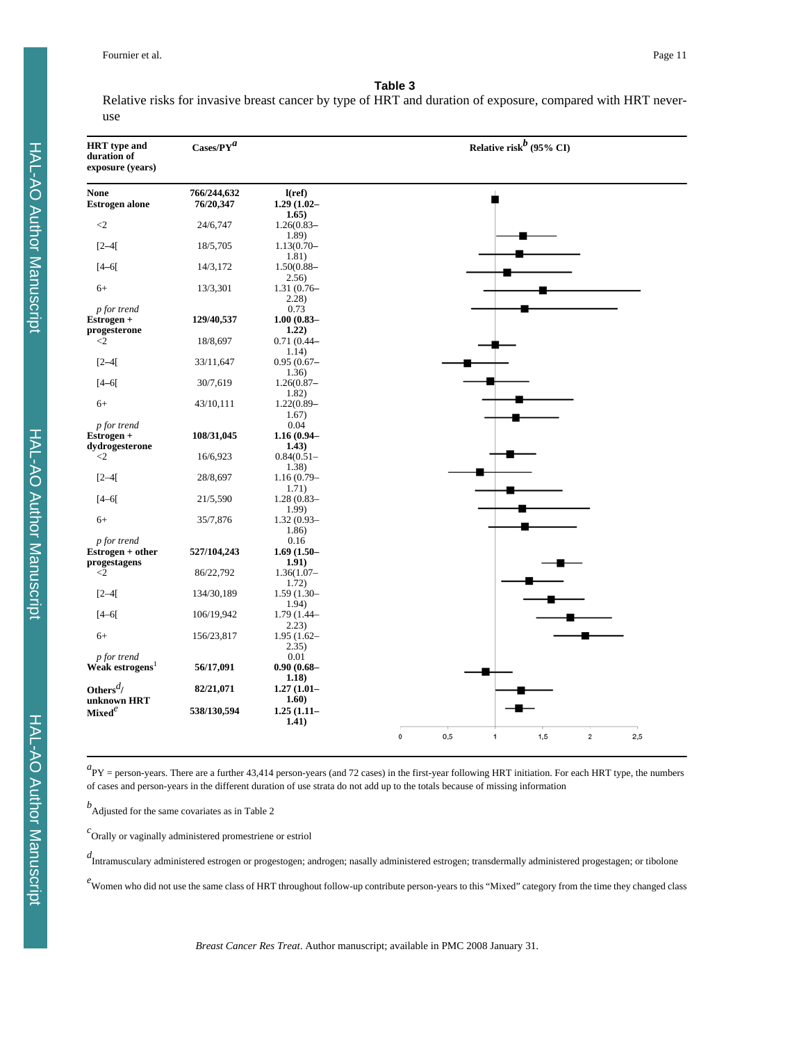**Table 3**

Relative risks for invasive breast cancer by type of HRT and duration of exposure, compared with HRT never-use

| HRT type and duration of exposure (years) | Cases/PY[a] | Relative risk[b] (95% CI) |
| --- | --- | --- |
| **None** | **766/244,632** | **l(ref)** |
| **Estrogen alone** | **76/20,347** | **1.29 (1.02–1.65)** |
| <2 | 24/6,747 | 1.26(0.83–1.89) |
| [2–4[ | 18/5,705 | 1.13(0.70–1.81) |
| [4–6[ | 14/3,172 | 1.50(0.88–2.56) |
| 6+ | 13/3,301 | 1.31 (0.76–2.28) |
| *p for trend* | | 0.73 |
| **Estrogen + progesterone** | **129/40,537** | **1.00 (0.83–1.22)** |
| <2 | 18/8,697 | 0.71 (0.44–1.14) |
| [2–4[ | 33/11,647 | 0.95 (0.67–1.36) |
| [4–6[ | 30/7,619 | 1.26(0.87–1.82) |
| 6+ | 43/10,111 | 1.22(0.89–1.67) |
| *p for trend* | | 0.04 |
| **Estrogen + dydrogesterone** | **108/31,045** | **1.16 (0.94–1.43)** |
| <2 | 16/6,923 | 0.84(0.51–1.38) |
| [2–4[ | 28/8,697 | 1.16 (0.79–1.71) |
| [4–6[ | 21/5,590 | 1.28 (0.83–1.99) |
| 6+ | 35/7,876 | 1.32 (0.93–1.86) |
| *p for trend* | | 0.16 |
| **Estrogen + other progestagens** | **527/104,243** | **1.69 (1.50–1.91)** |
| <2 | 86/22,792 | 1.36(1.07–1.72) |
| [2–4[ | 134/30,189 | 1.59 (1.30–1.94) |
| [4–6[ | 106/19,942 | 1.79 (1.44–2.23) |
| 6+ | 156/23,817 | 1.95 (1.62–2.35) |
| *p for trend* | | 0.01 |
| **Weak estrogens**[1] | **56/17,091** | **0.90 (0.68–1.18)** |
| **Others**[d]**/ unknown HRT** | **82/21,071** | **1.27 (1.01–1.60)** |
| **Mixed**[e] | **538/130,594** | **1.25 (1.11–1.41)** |

[a]PY = person-years. There are a further 43,414 person-years (and 72 cases) in the first-year following HRT initiation. For each HRT type, the numbers of cases and person-years in the different duration of use strata do not add up to the totals because of missing information

[b]Adjusted for the same covariates as in Table 2

[c]Orally or vaginally administered promestriene or estriol

[d]Intramuscularly administered estrogen or progestogen; androgen; nasally administered estrogen; transdermally administered progestagen; or tibolone

[e]Women who did not use the same class of HRT throughout follow-up contribute person-years to this "Mixed" category from the time they changed class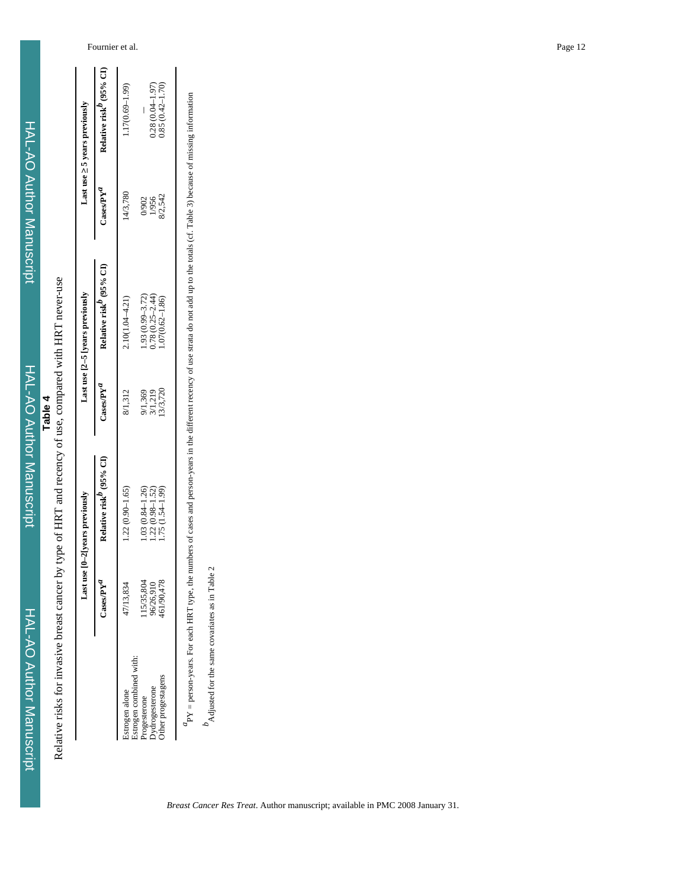**Table 4**

Relative risks for invasive breast cancer by type of HRT and recency of use, compared with HRT never-use

| | Last use [0–2[years previously | | Last use [2–5 [years previously | | Last use ≥ 5 years previously | |
|---|---|---|---|---|---|---|
| | Cases/PY[a] | Relative risk[b] (95% CI) | Cases/PY[a] | Relative risk[b] (95% CI) | Cases/PY[a] | Relative risk[b] (95% CI) |
| Estrogen alone | 47/13,834 | 1.22 (0.90–1.65) | 8/1,312 | 2.10(1.04–4.21) | 14/3,780 | 1.17(0.69–1.99) |
| Estrogen combined with: | | | | | | |
| Progesterone | 115/35,804 | 1.03 (0.84–1.26) | 9/1,369 | 1.93 (0.99–3.72) | 0/902 | — |
| Dydrogesterone | 96/26,910 | 1.22 (0.98–1.52) | 3/1,219 | 0.78 (0.25–2.44) | 1/956 | 0.28 (0.04–1.97) |
| Other progestagens | 461/90,478 | 1.75 (1.54–1.99) | 13/3,720 | 1.07(0.62–1.86) | 8/2,542 | 0.85 (0.42–1.70) |

[a] PY = person-years. For each HRT type, the numbers of cases and person-years in the different recency of use strata do not add up to the totals (cf. Table 3) because of missing information

[b] Adjusted for the same covariates as in Table 2